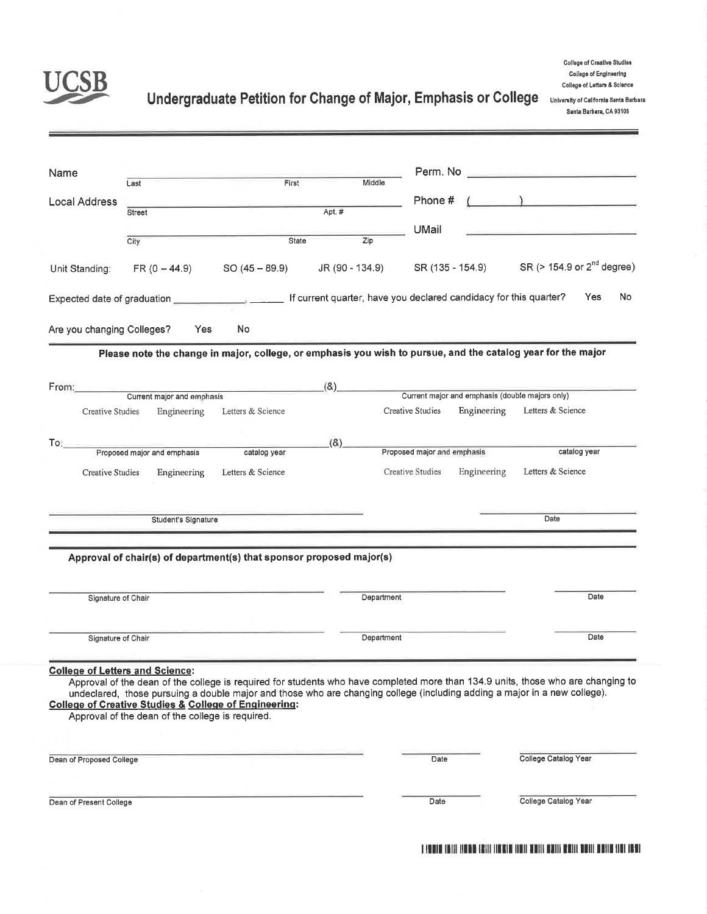UCSB

# Undergraduate Petition for Change of Major, Emphasis or College

College of Creative Studies
College of Engineering
College of Letters & Science
University of California Santa Barbara
Santa Barbara, CA 93106

Name ______________________________________________ Perm. No ____________________
Last First Middle

Local Address ______________________________________ Phone # ( ) ____________________
Street Apt. #

______________________________________________ UMail ____________________
City State Zip

Unit Standing: FR (0 – 44.9) SO (45 – 89.9) JR (90 - 134.9) SR (135 - 154.9) SR (> 154.9 or 2[nd] degree)

Expected date of graduation ____________, ______ If current quarter, have you declared candidacy for this quarter? Yes No

Are you changing Colleges? Yes No

**Please note the change in major, college, or emphasis you wish to pursue, and the catalog year for the major**

From: ______________________________________ (&) ______________________________________
Current major and emphasis — Current major and emphasis (double majors only)

Creative Studies Engineering Letters & Science — Creative Studies Engineering Letters & Science

To: ______________________________________ (&) ______________________________________
Proposed major and emphasis, catalog year — Proposed major and emphasis, catalog year

Creative Studies Engineering Letters & Science — Creative Studies Engineering Letters & Science

______________________________________ ____________________
Student's Signature Date

**Approval of chair(s) of department(s) that sponsor proposed major(s)**

______________________________ ____________________ ____________
Signature of Chair Department Date

______________________________ ____________________ ____________
Signature of Chair Department Date

**College of Letters and Science:**
Approval of the dean of the college is required for students who have completed more than 134.9 units, those who are changing to undeclared, those pursuing a double major and those who are changing college (including adding a major in a new college).

**College of Creative Studies & College of Engineering:**
Approval of the dean of the college is required.

______________________________ ____________ ____________________
Dean of Proposed College Date College Catalog Year

______________________________ ____________ ____________________
Dean of Present College Date College Catalog Year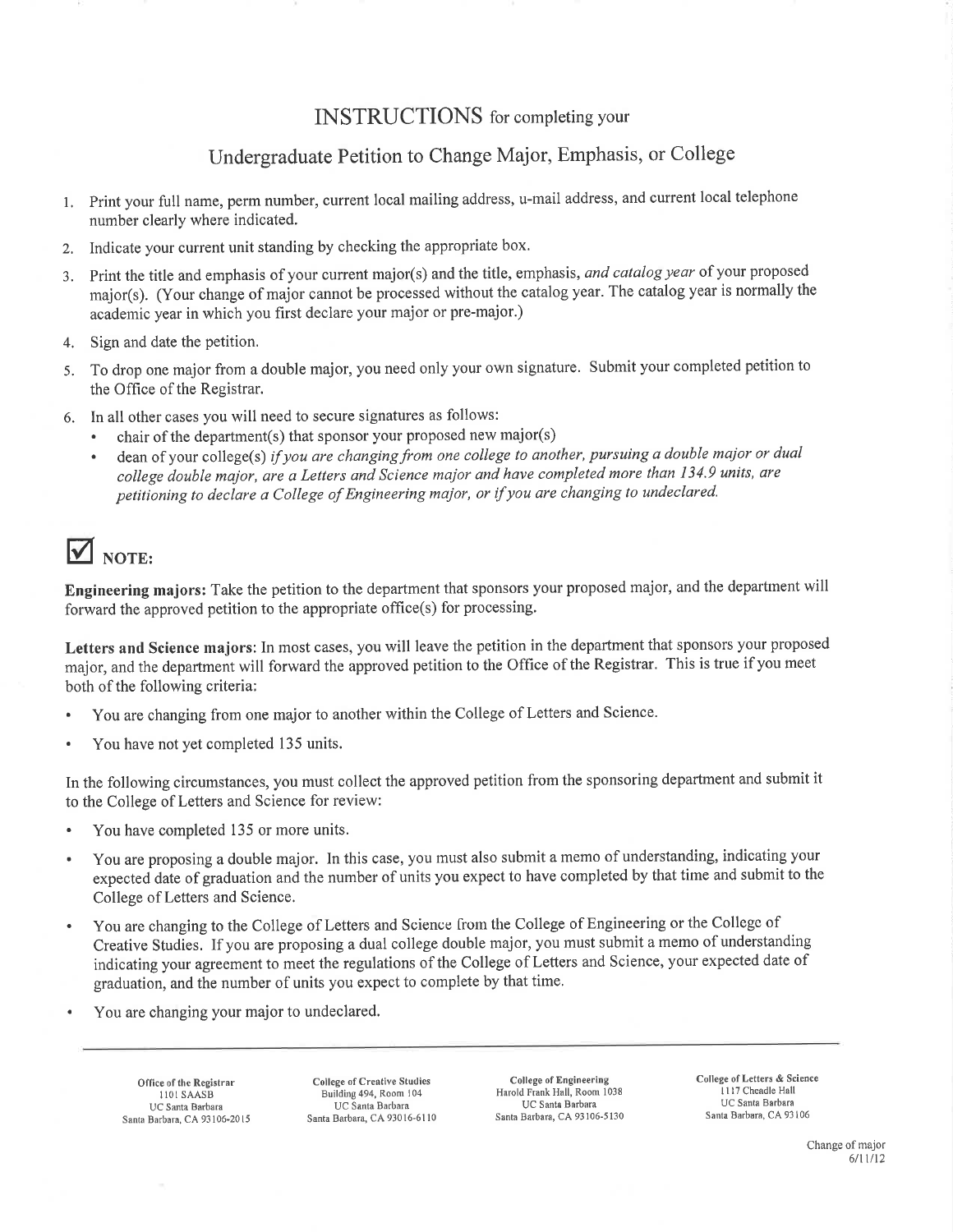# INSTRUCTIONS for completing your

## Undergraduate Petition to Change Major, Emphasis, or College

1. Print your full name, perm number, current local mailing address, u-mail address, and current local telephone number clearly where indicated.
2. Indicate your current unit standing by checking the appropriate box.
3. Print the title and emphasis of your current major(s) and the title, emphasis, *and catalog year* of your proposed major(s). (Your change of major cannot be processed without the catalog year. The catalog year is normally the academic year in which you first declare your major or pre-major.)
4. Sign and date the petition.
5. To drop one major from a double major, you need only your own signature. Submit your completed petition to the Office of the Registrar.
6. In all other cases you will need to secure signatures as follows:
   - chair of the department(s) that sponsor your proposed new major(s)
   - dean of your college(s) *if you are changing from one college to another, pursuing a double major or dual college double major, are a Letters and Science major and have completed more than 134.9 units, are petitioning to declare a College of Engineering major, or if you are changing to undeclared.*

## ☑ NOTE:

**Engineering majors:** Take the petition to the department that sponsors your proposed major, and the department will forward the approved petition to the appropriate office(s) for processing.

**Letters and Science majors**: In most cases, you will leave the petition in the department that sponsors your proposed major, and the department will forward the approved petition to the Office of the Registrar. This is true if you meet both of the following criteria:

- You are changing from one major to another within the College of Letters and Science.
- You have not yet completed 135 units.

In the following circumstances, you must collect the approved petition from the sponsoring department and submit it to the College of Letters and Science for review:

- You have completed 135 or more units.
- You are proposing a double major. In this case, you must also submit a memo of understanding, indicating your expected date of graduation and the number of units you expect to have completed by that time and submit to the College of Letters and Science.
- You are changing to the College of Letters and Science from the College of Engineering or the College of Creative Studies. If you are proposing a dual college double major, you must submit a memo of understanding indicating your agreement to meet the regulations of the College of Letters and Science, your expected date of graduation, and the number of units you expect to complete by that time.
- You are changing your major to undeclared.

---

| | | | |
|---|---|---|---|
| **Office of the Registrar**<br>1101 SAASB<br>UC Santa Barbara<br>Santa Barbara, CA 93106-2015 | **College of Creative Studies**<br>Building 494, Room 104<br>UC Santa Barbara<br>Santa Barbara, CA 93016-6110 | **College of Engineering**<br>Harold Frank Hall, Room 1038<br>UC Santa Barbara<br>Santa Barbara, CA 93106-5130 | **College of Letters & Science**<br>1117 Cheadle Hall<br>UC Santa Barbara<br>Santa Barbara, CA 93106 |

Change of major
6/11/12